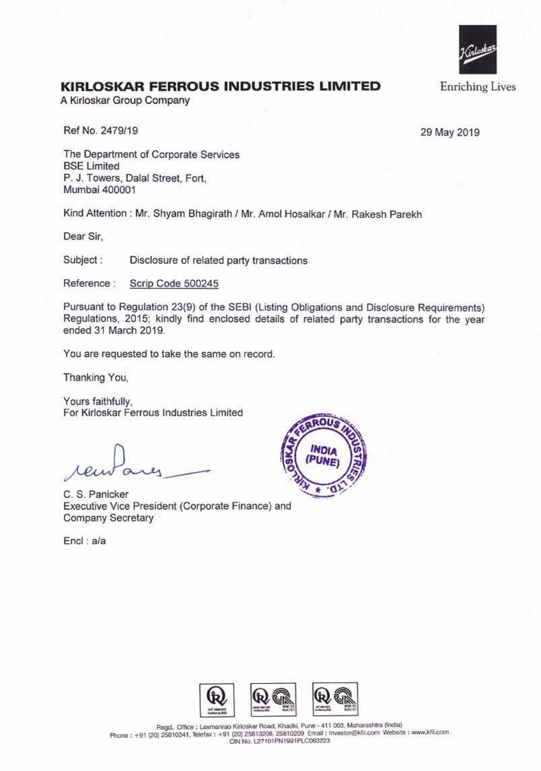# KIRLOSKAR FERROUS INDUSTRIES LIMITED

A Kirloskar Group Company

Enriching Lives

Ref No. 2479/19

29 May 2019

The Department of Corporate Services
BSE Limited
P. J. Towers, Dalal Street, Fort,
Mumbai 400001

Kind Attention : Mr. Shyam Bhagirath / Mr. Amol Hosalkar / Mr. Rakesh Parekh

Dear Sir,

Subject : Disclosure of related party transactions

Reference : Scrip Code 500245

Pursuant to Regulation 23(9) of the SEBI (Listing Obligations and Disclosure Requirements) Regulations, 2015; kindly find enclosed details of related party transactions for the year ended 31 March 2019.

You are requested to take the same on record.

Thanking You,

Yours faithfully,
For Kirloskar Ferrous Industries Limited

C. S. Panicker
Executive Vice President (Corporate Finance) and
Company Secretary

Encl : a/a

Regd. Office : Laxmanrao Kirloskar Road, Khadki, Pune - 411 003, Maharashtra (India)
Phone : +91 (20) 25810341, Telefax : +91 (20) 25813208, 25810209 Email : investor@kfil.com Website : www.kfil.com
CIN No. L27101PN1991PLC063223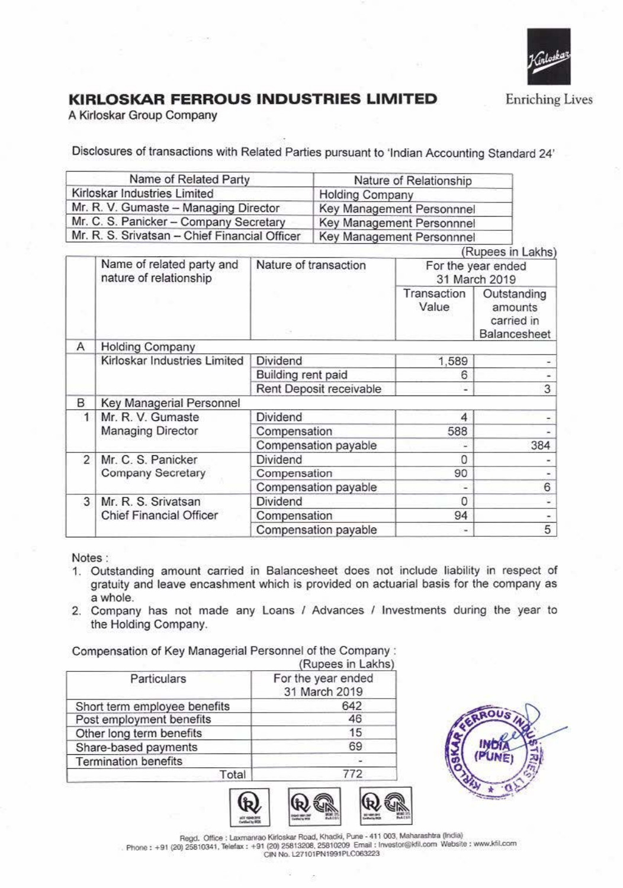# KIRLOSKAR FERROUS INDUSTRIES LIMITED

A Kirloskar Group Company

Enriching Lives

Disclosures of transactions with Related Parties pursuant to 'Indian Accounting Standard 24'

| Name of Related Party | Nature of Relationship |
|---|---|
| Kirloskar Industries Limited | Holding Company |
| Mr. R. V. Gumaste – Managing Director | Key Management Personnel |
| Mr. C. S. Panicker – Company Secretary | Key Management Personnel |
| Mr. R. S. Srivatsan – Chief Financial Officer | Key Management Personnel |

(Rupees in Lakhs)

| | Name of related party and nature of relationship | Nature of transaction | For the year ended 31 March 2019 | |
|---|---|---|---|---|
| | | | Transaction Value | Outstanding amounts carried in Balancesheet |
| A | Holding Company | | | |
| | Kirloskar Industries Limited | Dividend | 1,589 | - |
| | | Building rent paid | 6 | - |
| | | Rent Deposit receivable | - | 3 |
| B | Key Managerial Personnel | | | |
| 1 | Mr. R. V. Gumaste Managing Director | Dividend | 4 | - |
| | | Compensation | 588 | - |
| | | Compensation payable | - | 384 |
| 2 | Mr. C. S. Panicker Company Secretary | Dividend | 0 | - |
| | | Compensation | 90 | - |
| | | Compensation payable | - | 6 |
| 3 | Mr. R. S. Srivatsan Chief Financial Officer | Dividend | 0 | - |
| | | Compensation | 94 | - |
| | | Compensation payable | - | 5 |

Notes :

1. Outstanding amount carried in Balancesheet does not include liability in respect of gratuity and leave encashment which is provided on actuarial basis for the company as a whole.
2. Company has not made any Loans / Advances / Investments during the year to the Holding Company.

Compensation of Key Managerial Personnel of the Company :

(Rupees in Lakhs)

| Particulars | For the year ended 31 March 2019 |
|---|---|
| Short term employee benefits | 642 |
| Post employment benefits | 46 |
| Other long term benefits | 15 |
| Share-based payments | 69 |
| Termination benefits | - |
| Total | 772 |

Regd. Office : Laxmanrao Kirloskar Road, Khadki, Pune - 411 003, Maharashtra (India)
Phone : +91 (20) 25810341, Telefax : +91 (20) 25813208, 25810209 Email : investor@kfil.com Website : www.kfil.com
CIN No. L27101PN1991PLC063223